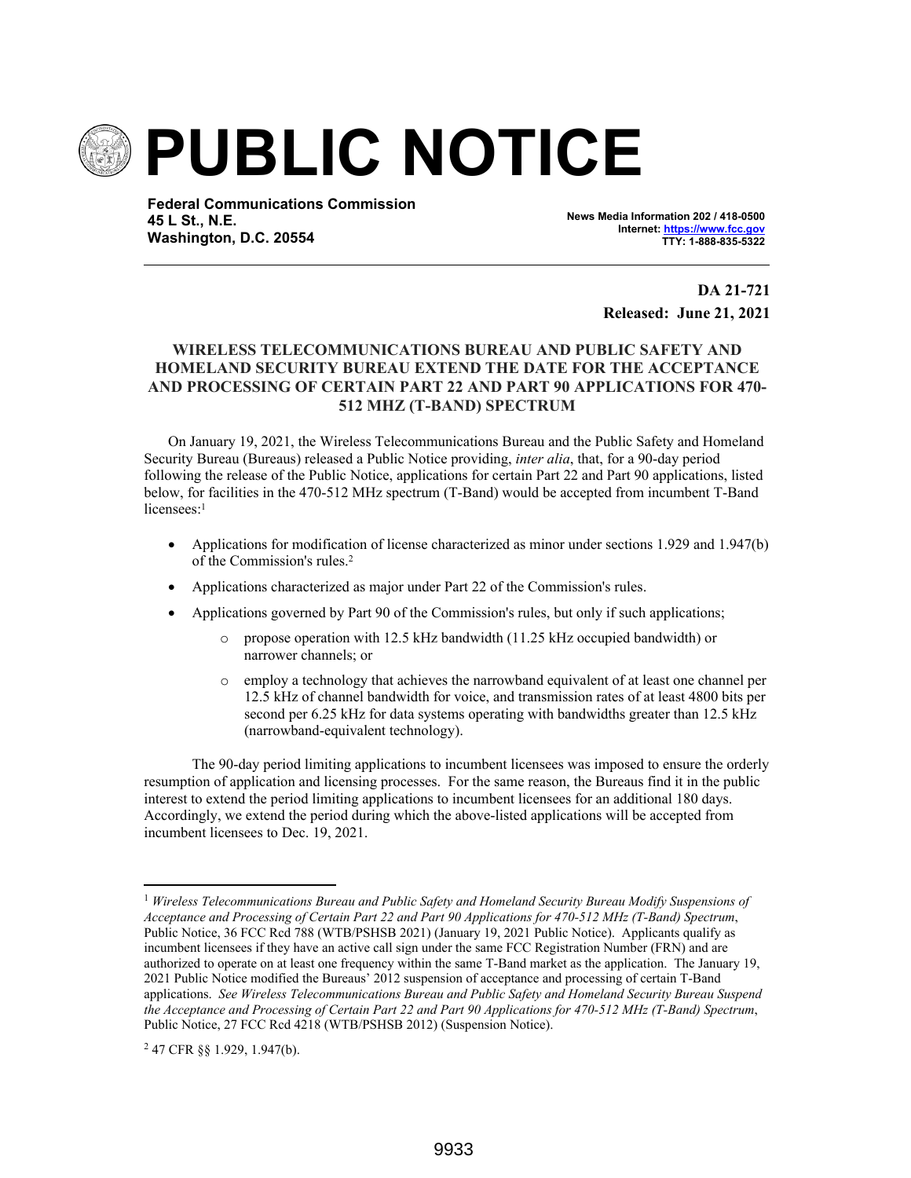# PUBLIC NOTICE

**Federal Communications Commission**
**45 L St., N.E.**
**Washington, D.C. 20554**

**News Media Information 202 / 418-0500**
**Internet: https://www.fcc.gov**
**TTY: 1-888-835-5322**

**DA 21-721**
**Released: June 21, 2021**

**WIRELESS TELECOMMUNICATIONS BUREAU AND PUBLIC SAFETY AND HOMELAND SECURITY BUREAU EXTEND THE DATE FOR THE ACCEPTANCE AND PROCESSING OF CERTAIN PART 22 AND PART 90 APPLICATIONS FOR 470-512 MHZ (T-BAND) SPECTRUM**

On January 19, 2021, the Wireless Telecommunications Bureau and the Public Safety and Homeland Security Bureau (Bureaus) released a Public Notice providing, *inter alia*, that, for a 90-day period following the release of the Public Notice, applications for certain Part 22 and Part 90 applications, listed below, for facilities in the 470-512 MHz spectrum (T-Band) would be accepted from incumbent T-Band licensees:[1]

- Applications for modification of license characterized as minor under sections 1.929 and 1.947(b) of the Commission's rules.[2]
- Applications characterized as major under Part 22 of the Commission's rules.
- Applications governed by Part 90 of the Commission's rules, but only if such applications;
  - propose operation with 12.5 kHz bandwidth (11.25 kHz occupied bandwidth) or narrower channels; or
  - employ a technology that achieves the narrowband equivalent of at least one channel per 12.5 kHz of channel bandwidth for voice, and transmission rates of at least 4800 bits per second per 6.25 kHz for data systems operating with bandwidths greater than 12.5 kHz (narrowband-equivalent technology).

The 90-day period limiting applications to incumbent licensees was imposed to ensure the orderly resumption of application and licensing processes. For the same reason, the Bureaus find it in the public interest to extend the period limiting applications to incumbent licensees for an additional 180 days. Accordingly, we extend the period during which the above-listed applications will be accepted from incumbent licensees to Dec. 19, 2021.

---

[1] *Wireless Telecommunications Bureau and Public Safety and Homeland Security Bureau Modify Suspensions of Acceptance and Processing of Certain Part 22 and Part 90 Applications for 470-512 MHz (T-Band) Spectrum*, Public Notice, 36 FCC Rcd 788 (WTB/PSHSB 2021) (January 19, 2021 Public Notice). Applicants qualify as incumbent licensees if they have an active call sign under the same FCC Registration Number (FRN) and are authorized to operate on at least one frequency within the same T-Band market as the application. The January 19, 2021 Public Notice modified the Bureaus' 2012 suspension of acceptance and processing of certain T-Band applications. *See Wireless Telecommunications Bureau and Public Safety and Homeland Security Bureau Suspend the Acceptance and Processing of Certain Part 22 and Part 90 Applications for 470-512 MHz (T-Band) Spectrum*, Public Notice, 27 FCC Rcd 4218 (WTB/PSHSB 2012) (Suspension Notice).

[2] 47 CFR §§ 1.929, 1.947(b).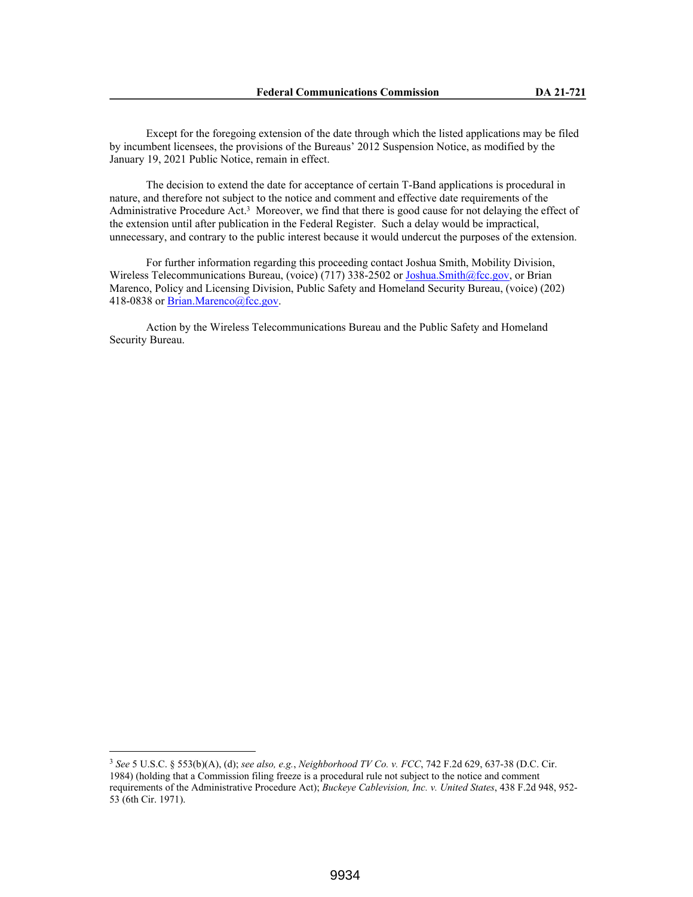Except for the foregoing extension of the date through which the listed applications may be filed by incumbent licensees, the provisions of the Bureaus' 2012 Suspension Notice, as modified by the January 19, 2021 Public Notice, remain in effect.

The decision to extend the date for acceptance of certain T-Band applications is procedural in nature, and therefore not subject to the notice and comment and effective date requirements of the Administrative Procedure Act.[3] Moreover, we find that there is good cause for not delaying the effect of the extension until after publication in the Federal Register. Such a delay would be impractical, unnecessary, and contrary to the public interest because it would undercut the purposes of the extension.

For further information regarding this proceeding contact Joshua Smith, Mobility Division, Wireless Telecommunications Bureau, (voice) (717) 338-2502 or Joshua.Smith@fcc.gov, or Brian Marenco, Policy and Licensing Division, Public Safety and Homeland Security Bureau, (voice) (202) 418-0838 or Brian.Marenco@fcc.gov.

Action by the Wireless Telecommunications Bureau and the Public Safety and Homeland Security Bureau.

---

[3] *See* 5 U.S.C. § 553(b)(A), (d); *see also, e.g.*, *Neighborhood TV Co. v. FCC*, 742 F.2d 629, 637-38 (D.C. Cir. 1984) (holding that a Commission filing freeze is a procedural rule not subject to the notice and comment requirements of the Administrative Procedure Act); *Buckeye Cablevision, Inc. v. United States*, 438 F.2d 948, 952-53 (6th Cir. 1971).